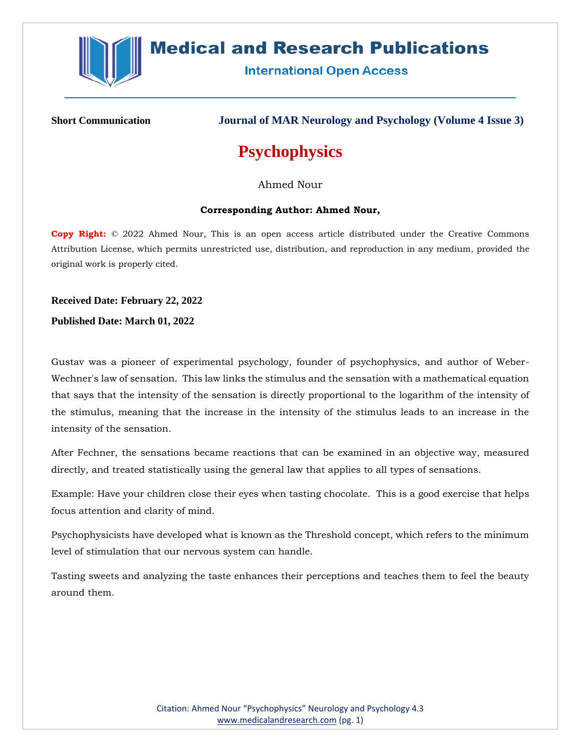**Short Communication** **Journal of MAR Neurology and Psychology (Volume 4 Issue 3)**

# Psychophysics

Ahmed Nour

**Corresponding Author: Ahmed Nour,**

**Copy Right:** © 2022 Ahmed Nour, This is an open access article distributed under the Creative Commons Attribution License, which permits unrestricted use, distribution, and reproduction in any medium, provided the original work is properly cited.

**Received Date: February 22, 2022**

**Published Date: March 01, 2022**

Gustav was a pioneer of experimental psychology, founder of psychophysics, and author of Weber-Wechner's law of sensation. This law links the stimulus and the sensation with a mathematical equation that says that the intensity of the sensation is directly proportional to the logarithm of the intensity of the stimulus, meaning that the increase in the intensity of the stimulus leads to an increase in the intensity of the sensation.

After Fechner, the sensations became reactions that can be examined in an objective way, measured directly, and treated statistically using the general law that applies to all types of sensations.

Example: Have your children close their eyes when tasting chocolate. This is a good exercise that helps focus attention and clarity of mind.

Psychophysicists have developed what is known as the Threshold concept, which refers to the minimum level of stimulation that our nervous system can handle.

Tasting sweets and analyzing the taste enhances their perceptions and teaches them to feel the beauty around them.